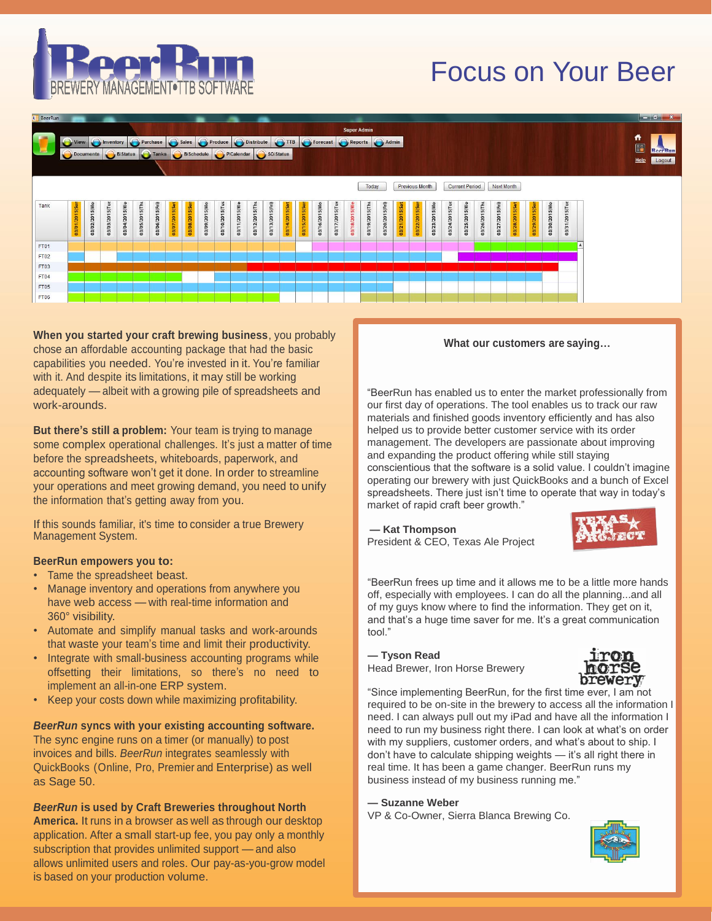# BeerRun

BREWERY MANAGEMENT • TTB SOFTWARE

# Focus on Your Beer

**When you started your craft brewing business**, you probably chose an affordable accounting package that had the basic capabilities you needed. You're invested in it. You're familiar with it. And despite its limitations, it may still be working adequately — albeit with a growing pile of spreadsheets and work-arounds.

**But there's still a problem:** Your team is trying to manage some complex operational challenges. It's just a matter of time before the spreadsheets, whiteboards, paperwork, and accounting software won't get it done. In order to streamline your operations and meet growing demand, you need to unify the information that's getting away from you.

If this sounds familiar, it's time to consider a true Brewery Management System.

**BeerRun empowers you to:**

- Tame the spreadsheet beast.
- Manage inventory and operations from anywhere you have web access — with real-time information and 360° visibility.
- Automate and simplify manual tasks and work-arounds that waste your team's time and limit their productivity.
- Integrate with small-business accounting programs while offsetting their limitations, so there's no need to implement an all-in-one ERP system.
- Keep your costs down while maximizing profitability.

***BeerRun* syncs with your existing accounting software.** The sync engine runs on a timer (or manually) to post invoices and bills. *BeerRun* integrates seamlessly with QuickBooks (Online, Pro, Premier and Enterprise) as well as Sage 50.

***BeerRun* is used by Craft Breweries throughout North America.** It runs in a browser as well as through our desktop application. After a small start-up fee, you pay only a monthly subscription that provides unlimited support — and also allows unlimited users and roles. Our pay-as-you-grow model is based on your production volume.

**What our customers are saying…**

"BeerRun has enabled us to enter the market professionally from our first day of operations. The tool enables us to track our raw materials and finished goods inventory efficiently and has also helped us to provide better customer service with its order management. The developers are passionate about improving and expanding the product offering while still staying conscientious that the software is a solid value. I couldn't imagine operating our brewery with just QuickBooks and a bunch of Excel spreadsheets. There just isn't time to operate that way in today's market of rapid craft beer growth."

**— Kat Thompson**
President & CEO, Texas Ale Project

"BeerRun frees up time and it allows me to be a little more hands off, especially with employees. I can do all the planning...and all of my guys know where to find the information. They get on it, and that's a huge time saver for me. It's a great communication tool."

**— Tyson Read**
Head Brewer, Iron Horse Brewery

"Since implementing BeerRun, for the first time ever, I am not required to be on-site in the brewery to access all the information I need. I can always pull out my iPad and have all the information I need to run my business right there. I can look at what's on order with my suppliers, customer orders, and what's about to ship. I don't have to calculate shipping weights — it's all right there in real time. It has been a game changer. BeerRun runs my business instead of my business running me."

**— Suzanne Weber**
VP & Co-Owner, Sierra Blanca Brewing Co.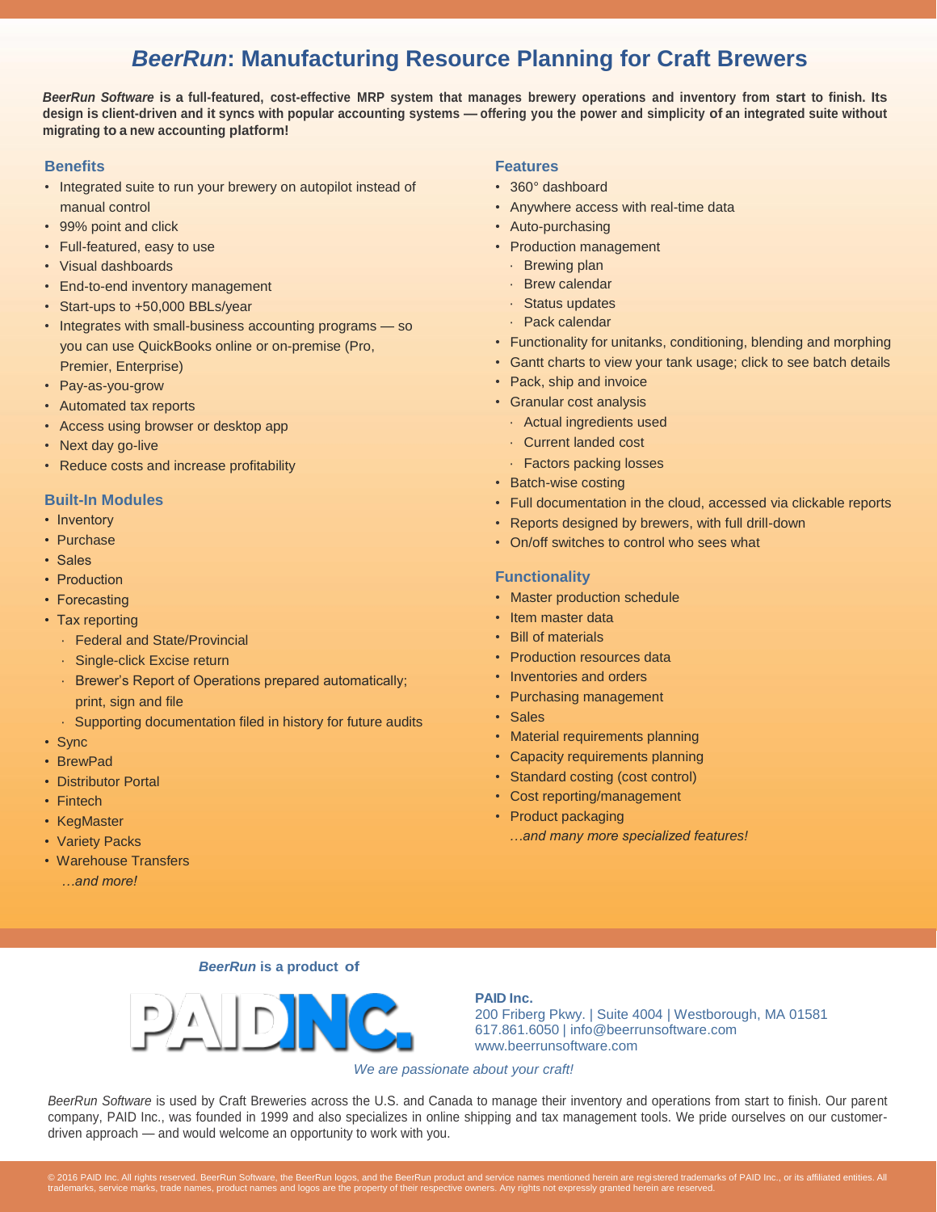# *BeerRun*: Manufacturing Resource Planning for Craft Brewers

***BeerRun Software* is a full-featured, cost-effective MRP system that manages brewery operations and inventory from start to finish. Its design is client-driven and it syncs with popular accounting systems — offering you the power and simplicity of an integrated suite without migrating to a new accounting platform!**

## Benefits

- Integrated suite to run your brewery on autopilot instead of manual control
- 99% point and click
- Full-featured, easy to use
- Visual dashboards
- End-to-end inventory management
- Start-ups to +50,000 BBLs/year
- Integrates with small-business accounting programs — so you can use QuickBooks online or on-premise (Pro, Premier, Enterprise)
- Pay-as-you-grow
- Automated tax reports
- Access using browser or desktop app
- Next day go-live
- Reduce costs and increase profitability

## Built-In Modules

- Inventory
- Purchase
- Sales
- Production
- Forecasting
- Tax reporting
  - Federal and State/Provincial
  - Single-click Excise return
  - Brewer's Report of Operations prepared automatically; print, sign and file
  - Supporting documentation filed in history for future audits
- Sync
- BrewPad
- Distributor Portal
- Fintech
- KegMaster
- Variety Packs
- Warehouse Transfers

  *…and more!*

## Features

- 360° dashboard
- Anywhere access with real-time data
- Auto-purchasing
- Production management
  - Brewing plan
  - Brew calendar
  - Status updates
  - Pack calendar
- Functionality for unitanks, conditioning, blending and morphing
- Gantt charts to view your tank usage; click to see batch details
- Pack, ship and invoice
- Granular cost analysis
  - Actual ingredients used
  - Current landed cost
  - Factors packing losses
- Batch-wise costing
- Full documentation in the cloud, accessed via clickable reports
- Reports designed by brewers, with full drill-down
- On/off switches to control who sees what

## Functionality

- Master production schedule
- Item master data
- Bill of materials
- Production resources data
- Inventories and orders
- Purchasing management
- Sales
- Material requirements planning
- Capacity requirements planning
- Standard costing (cost control)
- Cost reporting/management
- Product packaging

  *…and many more specialized features!*

***BeerRun* is a product of**

PAID INC.

**PAID Inc.**
200 Friberg Pkwy. | Suite 4004 | Westborough, MA 01581
617.861.6050 | info@beerrunsoftware.com
www.beerrunsoftware.com

*We are passionate about your craft!*

*BeerRun Software* is used by Craft Breweries across the U.S. and Canada to manage their inventory and operations from start to finish. Our parent company, PAID Inc., was founded in 1999 and also specializes in online shipping and tax management tools. We pride ourselves on our customer-driven approach — and would welcome an opportunity to work with you.

© 2016 PAID Inc. All rights reserved. BeerRun Software, the BeerRun logos, and the BeerRun product and service names mentioned herein are registered trademarks of PAID Inc., or its affiliated entities. All trademarks, service marks, trade names, product names and logos are the property of their respective owners. Any rights not expressly granted herein are reserved.